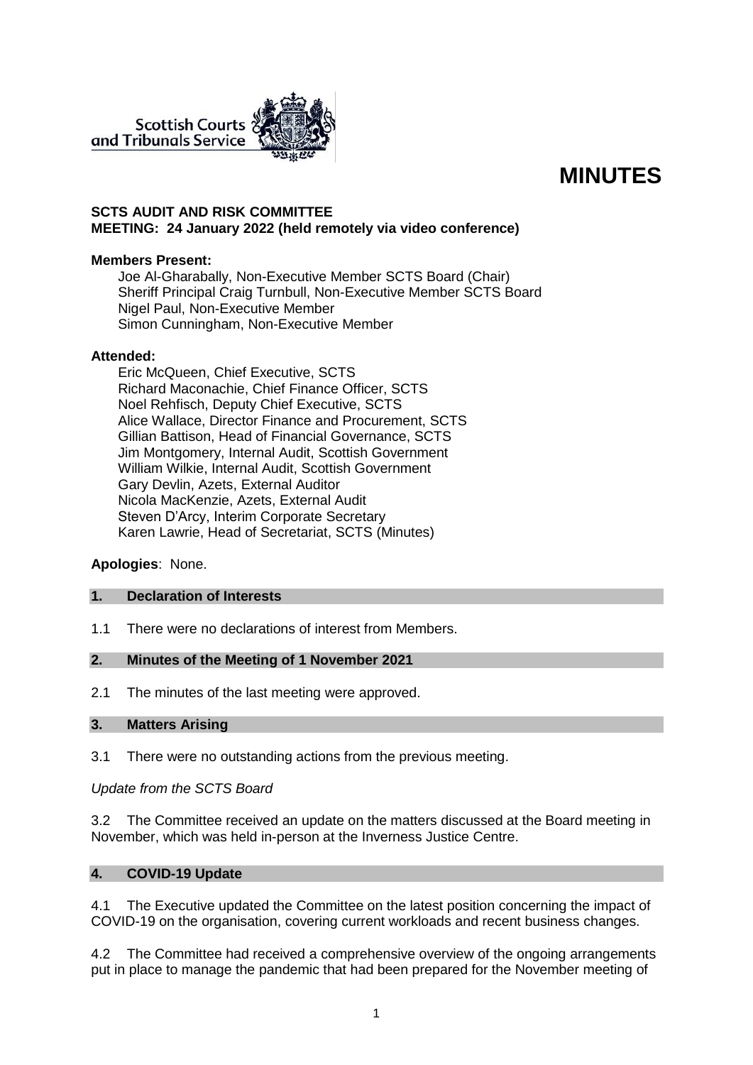# MINUTES

**SCTS AUDIT AND RISK COMMITTEE**
**MEETING: 24 January 2022 (held remotely via video conference)**

**Members Present:**

Joe Al-Gharabally, Non-Executive Member SCTS Board (Chair)
Sheriff Principal Craig Turnbull, Non-Executive Member SCTS Board
Nigel Paul, Non-Executive Member
Simon Cunningham, Non-Executive Member

**Attended:**

Eric McQueen, Chief Executive, SCTS
Richard Maconachie, Chief Finance Officer, SCTS
Noel Rehfisch, Deputy Chief Executive, SCTS
Alice Wallace, Director Finance and Procurement, SCTS
Gillian Battison, Head of Financial Governance, SCTS
Jim Montgomery, Internal Audit, Scottish Government
William Wilkie, Internal Audit, Scottish Government
Gary Devlin, Azets, External Auditor
Nicola MacKenzie, Azets, External Audit
Steven D'Arcy, Interim Corporate Secretary
Karen Lawrie, Head of Secretariat, SCTS (Minutes)

**Apologies**: None.

## 1. Declaration of Interests

1.1 There were no declarations of interest from Members.

## 2. Minutes of the Meeting of 1 November 2021

2.1 The minutes of the last meeting were approved.

## 3. Matters Arising

3.1 There were no outstanding actions from the previous meeting.

*Update from the SCTS Board*

3.2 The Committee received an update on the matters discussed at the Board meeting in November, which was held in-person at the Inverness Justice Centre.

## 4. COVID-19 Update

4.1 The Executive updated the Committee on the latest position concerning the impact of COVID-19 on the organisation, covering current workloads and recent business changes.

4.2 The Committee had received a comprehensive overview of the ongoing arrangements put in place to manage the pandemic that had been prepared for the November meeting of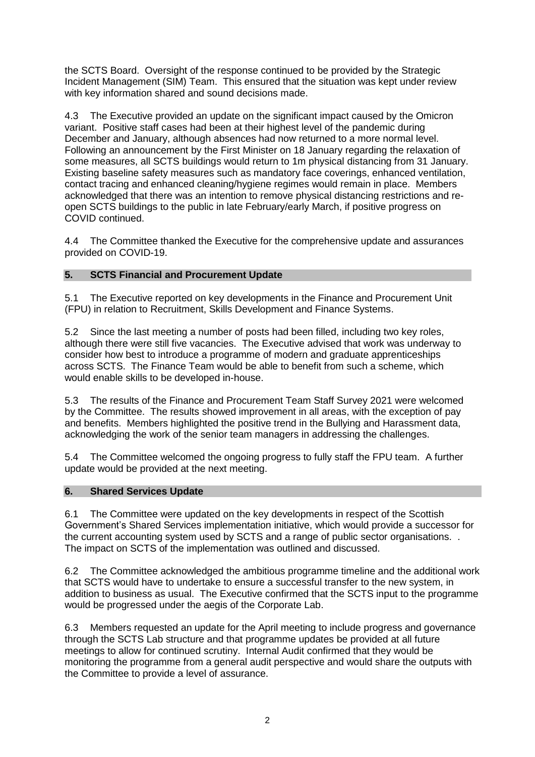the SCTS Board. Oversight of the response continued to be provided by the Strategic Incident Management (SIM) Team. This ensured that the situation was kept under review with key information shared and sound decisions made.

4.3 The Executive provided an update on the significant impact caused by the Omicron variant. Positive staff cases had been at their highest level of the pandemic during December and January, although absences had now returned to a more normal level. Following an announcement by the First Minister on 18 January regarding the relaxation of some measures, all SCTS buildings would return to 1m physical distancing from 31 January. Existing baseline safety measures such as mandatory face coverings, enhanced ventilation, contact tracing and enhanced cleaning/hygiene regimes would remain in place. Members acknowledged that there was an intention to remove physical distancing restrictions and re-open SCTS buildings to the public in late February/early March, if positive progress on COVID continued.

4.4 The Committee thanked the Executive for the comprehensive update and assurances provided on COVID-19.

## 5. SCTS Financial and Procurement Update

5.1 The Executive reported on key developments in the Finance and Procurement Unit (FPU) in relation to Recruitment, Skills Development and Finance Systems.

5.2 Since the last meeting a number of posts had been filled, including two key roles, although there were still five vacancies. The Executive advised that work was underway to consider how best to introduce a programme of modern and graduate apprenticeships across SCTS. The Finance Team would be able to benefit from such a scheme, which would enable skills to be developed in-house.

5.3 The results of the Finance and Procurement Team Staff Survey 2021 were welcomed by the Committee. The results showed improvement in all areas, with the exception of pay and benefits. Members highlighted the positive trend in the Bullying and Harassment data, acknowledging the work of the senior team managers in addressing the challenges.

5.4 The Committee welcomed the ongoing progress to fully staff the FPU team. A further update would be provided at the next meeting.

## 6. Shared Services Update

6.1 The Committee were updated on the key developments in respect of the Scottish Government's Shared Services implementation initiative, which would provide a successor for the current accounting system used by SCTS and a range of public sector organisations. . The impact on SCTS of the implementation was outlined and discussed.

6.2 The Committee acknowledged the ambitious programme timeline and the additional work that SCTS would have to undertake to ensure a successful transfer to the new system, in addition to business as usual. The Executive confirmed that the SCTS input to the programme would be progressed under the aegis of the Corporate Lab.

6.3 Members requested an update for the April meeting to include progress and governance through the SCTS Lab structure and that programme updates be provided at all future meetings to allow for continued scrutiny. Internal Audit confirmed that they would be monitoring the programme from a general audit perspective and would share the outputs with the Committee to provide a level of assurance.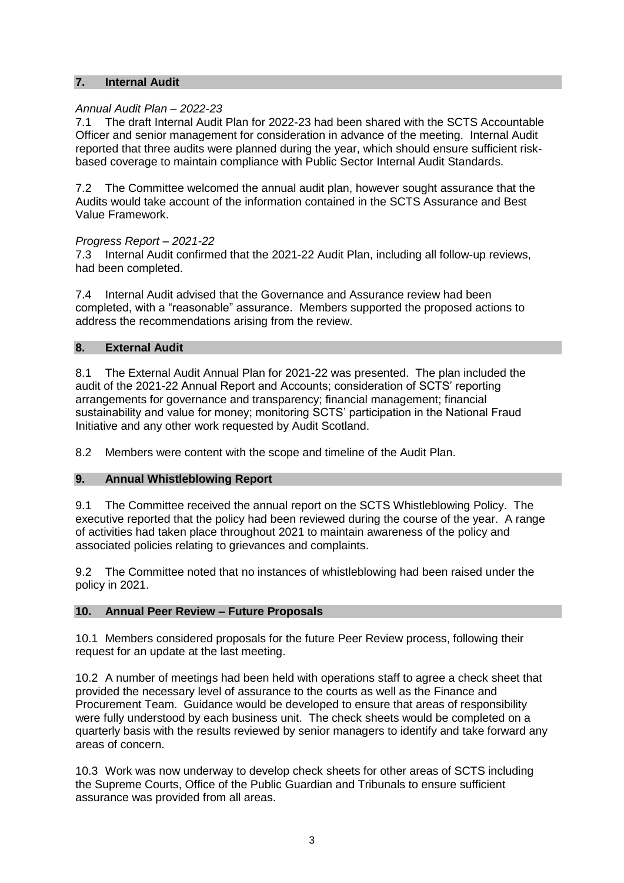## 7. Internal Audit

*Annual Audit Plan – 2022-23*

7.1 The draft Internal Audit Plan for 2022-23 had been shared with the SCTS Accountable Officer and senior management for consideration in advance of the meeting. Internal Audit reported that three audits were planned during the year, which should ensure sufficient risk-based coverage to maintain compliance with Public Sector Internal Audit Standards.

7.2 The Committee welcomed the annual audit plan, however sought assurance that the Audits would take account of the information contained in the SCTS Assurance and Best Value Framework.

*Progress Report – 2021-22*

7.3 Internal Audit confirmed that the 2021-22 Audit Plan, including all follow-up reviews, had been completed.

7.4 Internal Audit advised that the Governance and Assurance review had been completed, with a "reasonable" assurance. Members supported the proposed actions to address the recommendations arising from the review.

## 8. External Audit

8.1 The External Audit Annual Plan for 2021-22 was presented. The plan included the audit of the 2021-22 Annual Report and Accounts; consideration of SCTS' reporting arrangements for governance and transparency; financial management; financial sustainability and value for money; monitoring SCTS' participation in the National Fraud Initiative and any other work requested by Audit Scotland.

8.2 Members were content with the scope and timeline of the Audit Plan.

## 9. Annual Whistleblowing Report

9.1 The Committee received the annual report on the SCTS Whistleblowing Policy. The executive reported that the policy had been reviewed during the course of the year. A range of activities had taken place throughout 2021 to maintain awareness of the policy and associated policies relating to grievances and complaints.

9.2 The Committee noted that no instances of whistleblowing had been raised under the policy in 2021.

## 10. Annual Peer Review – Future Proposals

10.1 Members considered proposals for the future Peer Review process, following their request for an update at the last meeting.

10.2 A number of meetings had been held with operations staff to agree a check sheet that provided the necessary level of assurance to the courts as well as the Finance and Procurement Team. Guidance would be developed to ensure that areas of responsibility were fully understood by each business unit. The check sheets would be completed on a quarterly basis with the results reviewed by senior managers to identify and take forward any areas of concern.

10.3 Work was now underway to develop check sheets for other areas of SCTS including the Supreme Courts, Office of the Public Guardian and Tribunals to ensure sufficient assurance was provided from all areas.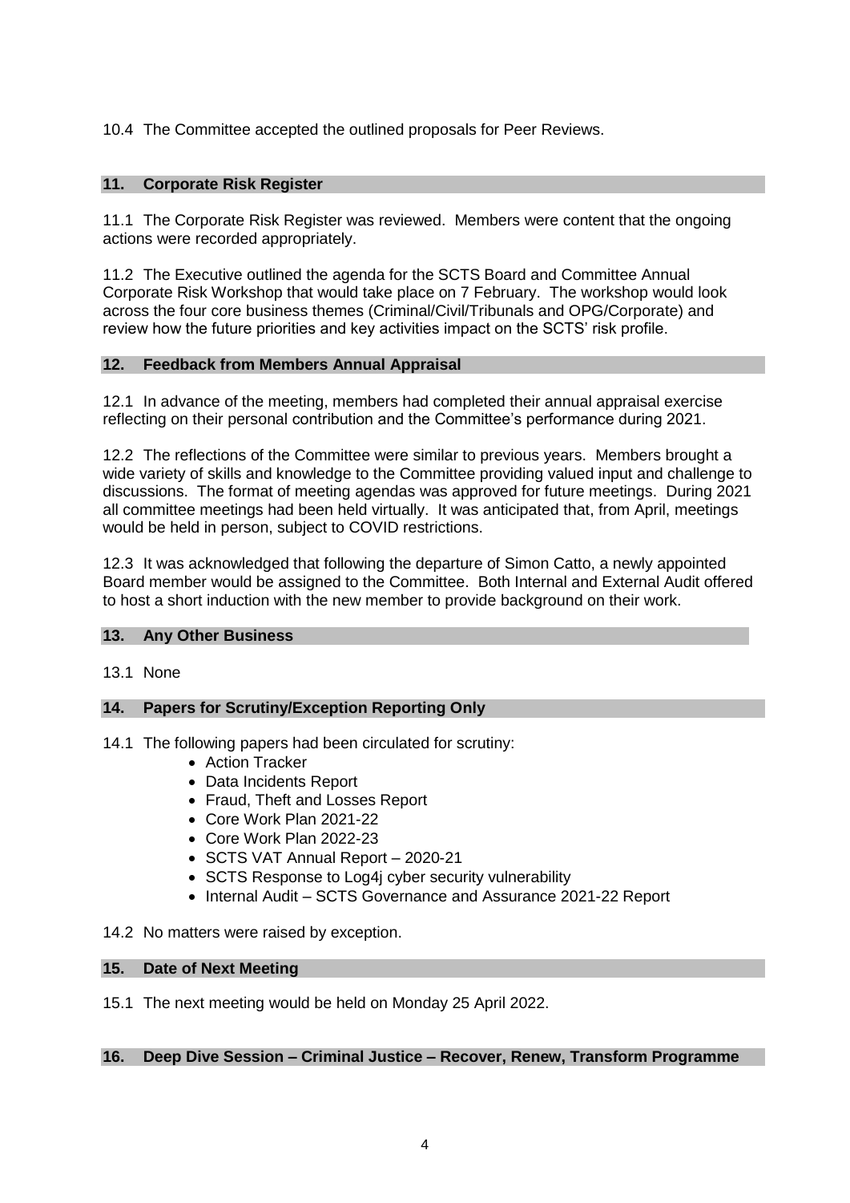10.4 The Committee accepted the outlined proposals for Peer Reviews.

## 11. Corporate Risk Register

11.1 The Corporate Risk Register was reviewed. Members were content that the ongoing actions were recorded appropriately.

11.2 The Executive outlined the agenda for the SCTS Board and Committee Annual Corporate Risk Workshop that would take place on 7 February. The workshop would look across the four core business themes (Criminal/Civil/Tribunals and OPG/Corporate) and review how the future priorities and key activities impact on the SCTS' risk profile.

## 12. Feedback from Members Annual Appraisal

12.1 In advance of the meeting, members had completed their annual appraisal exercise reflecting on their personal contribution and the Committee's performance during 2021.

12.2 The reflections of the Committee were similar to previous years. Members brought a wide variety of skills and knowledge to the Committee providing valued input and challenge to discussions. The format of meeting agendas was approved for future meetings. During 2021 all committee meetings had been held virtually. It was anticipated that, from April, meetings would be held in person, subject to COVID restrictions.

12.3 It was acknowledged that following the departure of Simon Catto, a newly appointed Board member would be assigned to the Committee. Both Internal and External Audit offered to host a short induction with the new member to provide background on their work.

## 13. Any Other Business

13.1 None

## 14. Papers for Scrutiny/Exception Reporting Only

14.1 The following papers had been circulated for scrutiny:

- Action Tracker
- Data Incidents Report
- Fraud, Theft and Losses Report
- Core Work Plan 2021-22
- Core Work Plan 2022-23
- SCTS VAT Annual Report – 2020-21
- SCTS Response to Log4j cyber security vulnerability
- Internal Audit – SCTS Governance and Assurance 2021-22 Report

14.2 No matters were raised by exception.

## 15. Date of Next Meeting

15.1 The next meeting would be held on Monday 25 April 2022.

## 16. Deep Dive Session – Criminal Justice – Recover, Renew, Transform Programme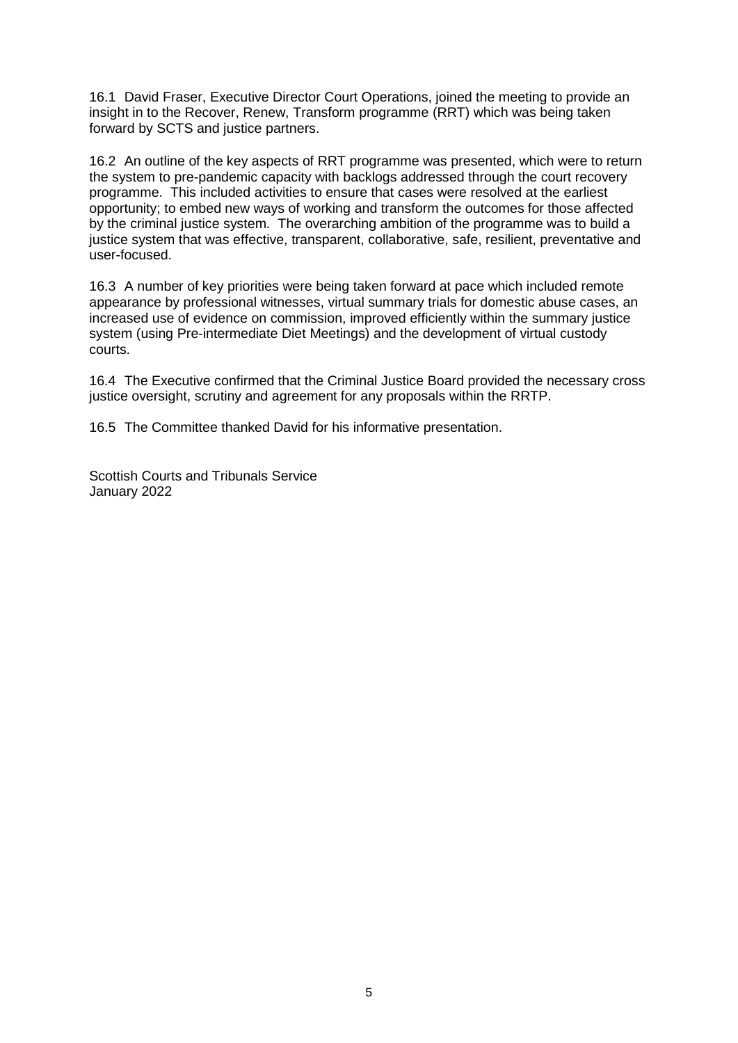16.1 David Fraser, Executive Director Court Operations, joined the meeting to provide an insight in to the Recover, Renew, Transform programme (RRT) which was being taken forward by SCTS and justice partners.

16.2 An outline of the key aspects of RRT programme was presented, which were to return the system to pre-pandemic capacity with backlogs addressed through the court recovery programme. This included activities to ensure that cases were resolved at the earliest opportunity; to embed new ways of working and transform the outcomes for those affected by the criminal justice system. The overarching ambition of the programme was to build a justice system that was effective, transparent, collaborative, safe, resilient, preventative and user-focused.

16.3 A number of key priorities were being taken forward at pace which included remote appearance by professional witnesses, virtual summary trials for domestic abuse cases, an increased use of evidence on commission, improved efficiently within the summary justice system (using Pre-intermediate Diet Meetings) and the development of virtual custody courts.

16.4 The Executive confirmed that the Criminal Justice Board provided the necessary cross justice oversight, scrutiny and agreement for any proposals within the RRTP.

16.5 The Committee thanked David for his informative presentation.

Scottish Courts and Tribunals Service
January 2022